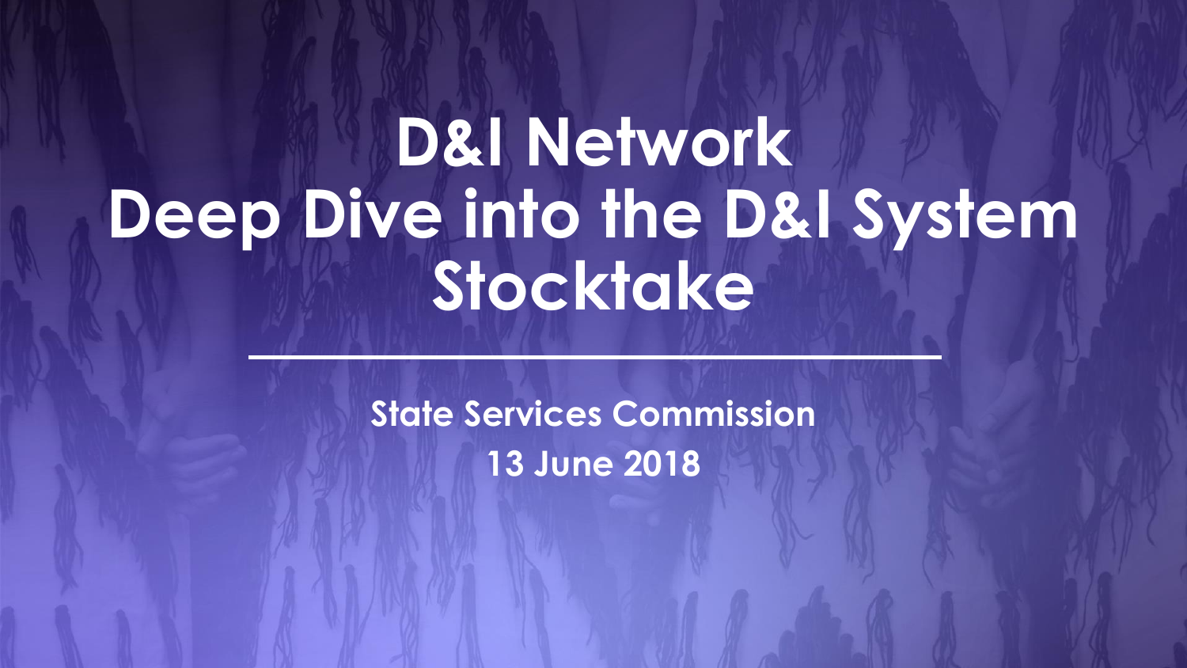# D&I Network
# Deep Dive into the D&I System Stocktake

**State Services Commission**

**13 June 2018**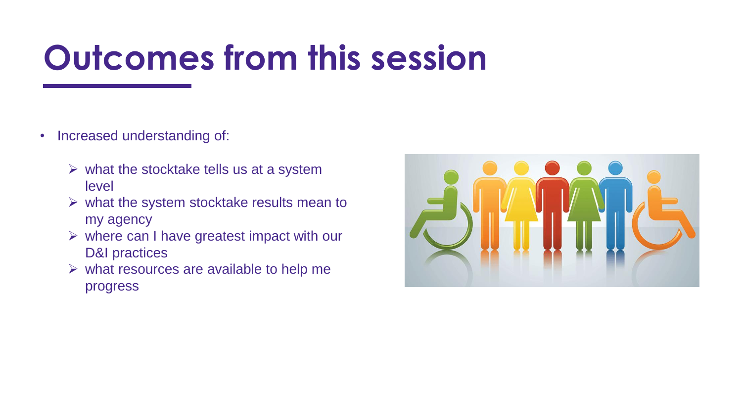# Outcomes from this session

- Increased understanding of:
  - what the stocktake tells us at a system level
  - what the system stocktake results mean to my agency
  - where can I have greatest impact with our D&I practices
  - what resources are available to help me progress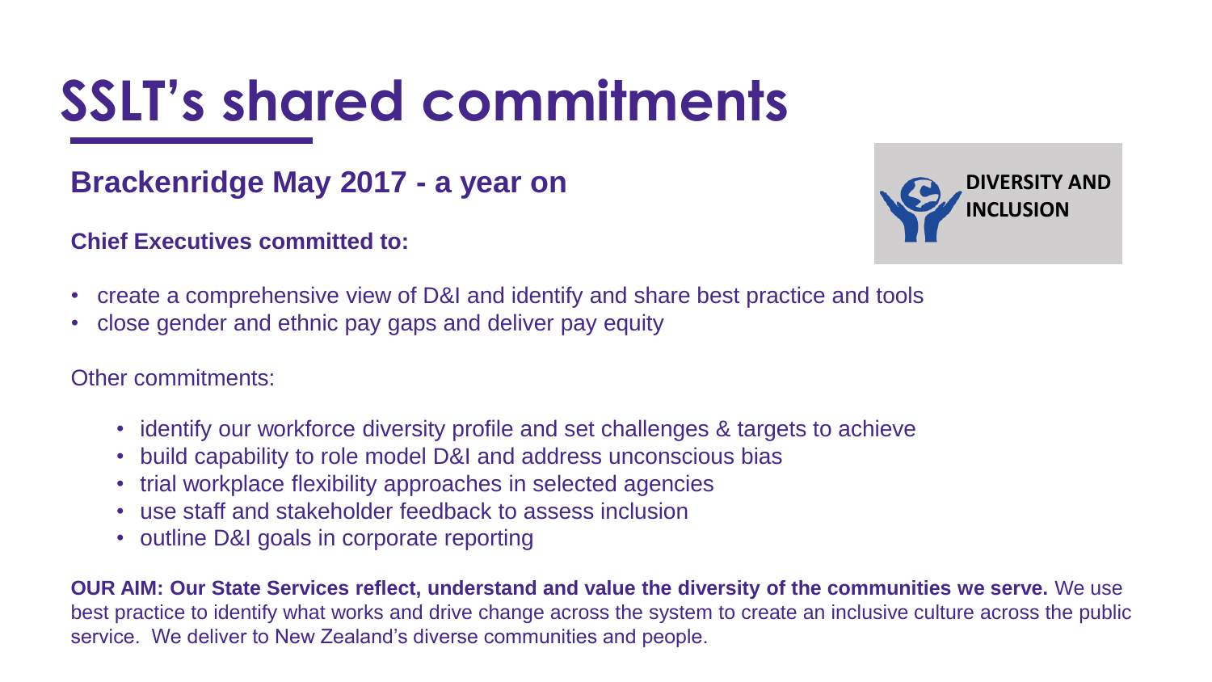# SSLT's shared commitments

## Brackenridge May 2017 - a year on

DIVERSITY AND INCLUSION

**Chief Executives committed to:**

- create a comprehensive view of D&I and identify and share best practice and tools
- close gender and ethnic pay gaps and deliver pay equity

Other commitments:

- identify our workforce diversity profile and set challenges & targets to achieve
- build capability to role model D&I and address unconscious bias
- trial workplace flexibility approaches in selected agencies
- use staff and stakeholder feedback to assess inclusion
- outline D&I goals in corporate reporting

**OUR AIM: Our State Services reflect, understand and value the diversity of the communities we serve.** We use best practice to identify what works and drive change across the system to create an inclusive culture across the public service. We deliver to New Zealand's diverse communities and people.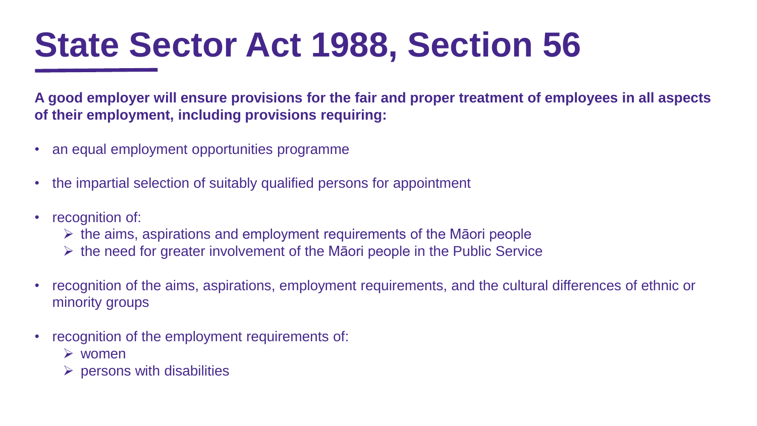# State Sector Act 1988, Section 56

**A good employer will ensure provisions for the fair and proper treatment of employees in all aspects of their employment, including provisions requiring:**

- an equal employment opportunities programme
- the impartial selection of suitably qualified persons for appointment
- recognition of:
  - the aims, aspirations and employment requirements of the Māori people
  - the need for greater involvement of the Māori people in the Public Service
- recognition of the aims, aspirations, employment requirements, and the cultural differences of ethnic or minority groups
- recognition of the employment requirements of:
  - women
  - persons with disabilities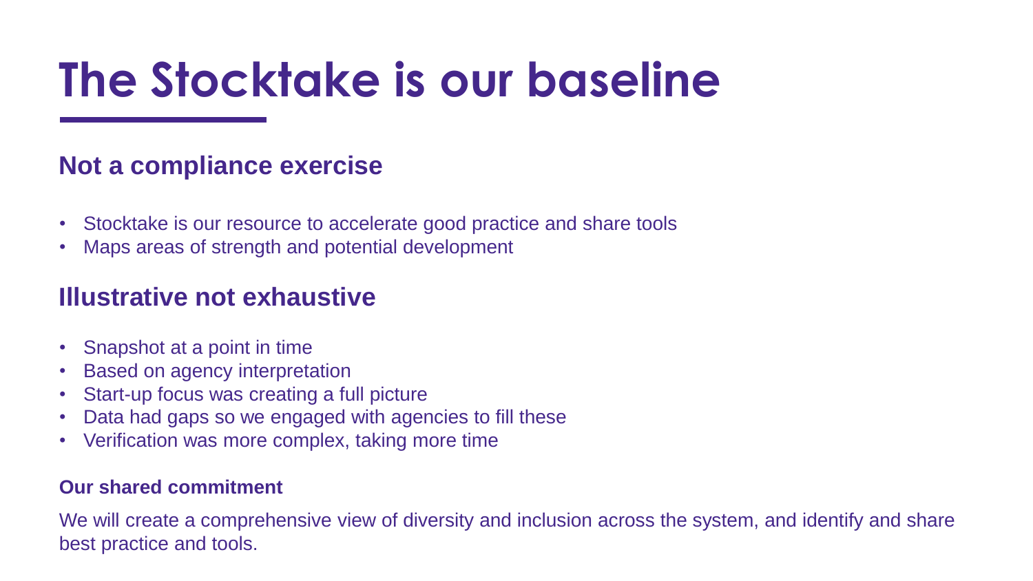# The Stocktake is our baseline

## Not a compliance exercise

- Stocktake is our resource to accelerate good practice and share tools
- Maps areas of strength and potential development

## Illustrative not exhaustive

- Snapshot at a point in time
- Based on agency interpretation
- Start-up focus was creating a full picture
- Data had gaps so we engaged with agencies to fill these
- Verification was more complex, taking more time

### Our shared commitment

We will create a comprehensive view of diversity and inclusion across the system, and identify and share best practice and tools.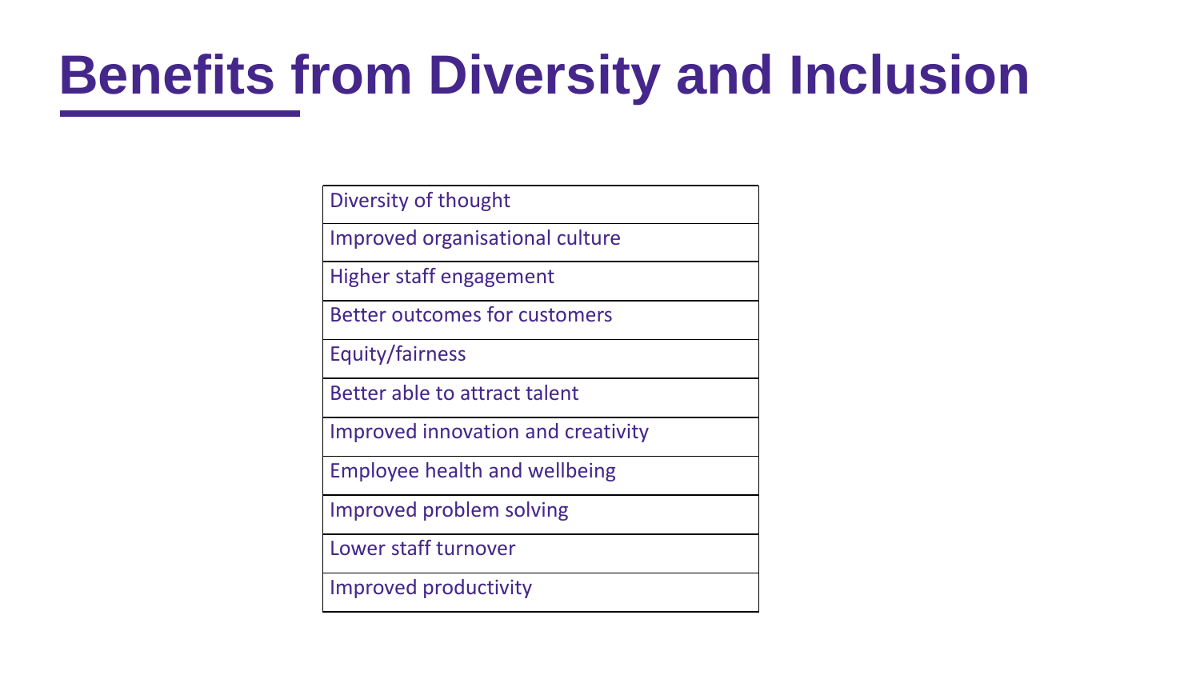# Benefits from Diversity and Inclusion

| Diversity of thought |
|---|
| Improved organisational culture |
| Higher staff engagement |
| Better outcomes for customers |
| Equity/fairness |
| Better able to attract talent |
| Improved innovation and creativity |
| Employee health and wellbeing |
| Improved problem solving |
| Lower staff turnover |
| Improved productivity |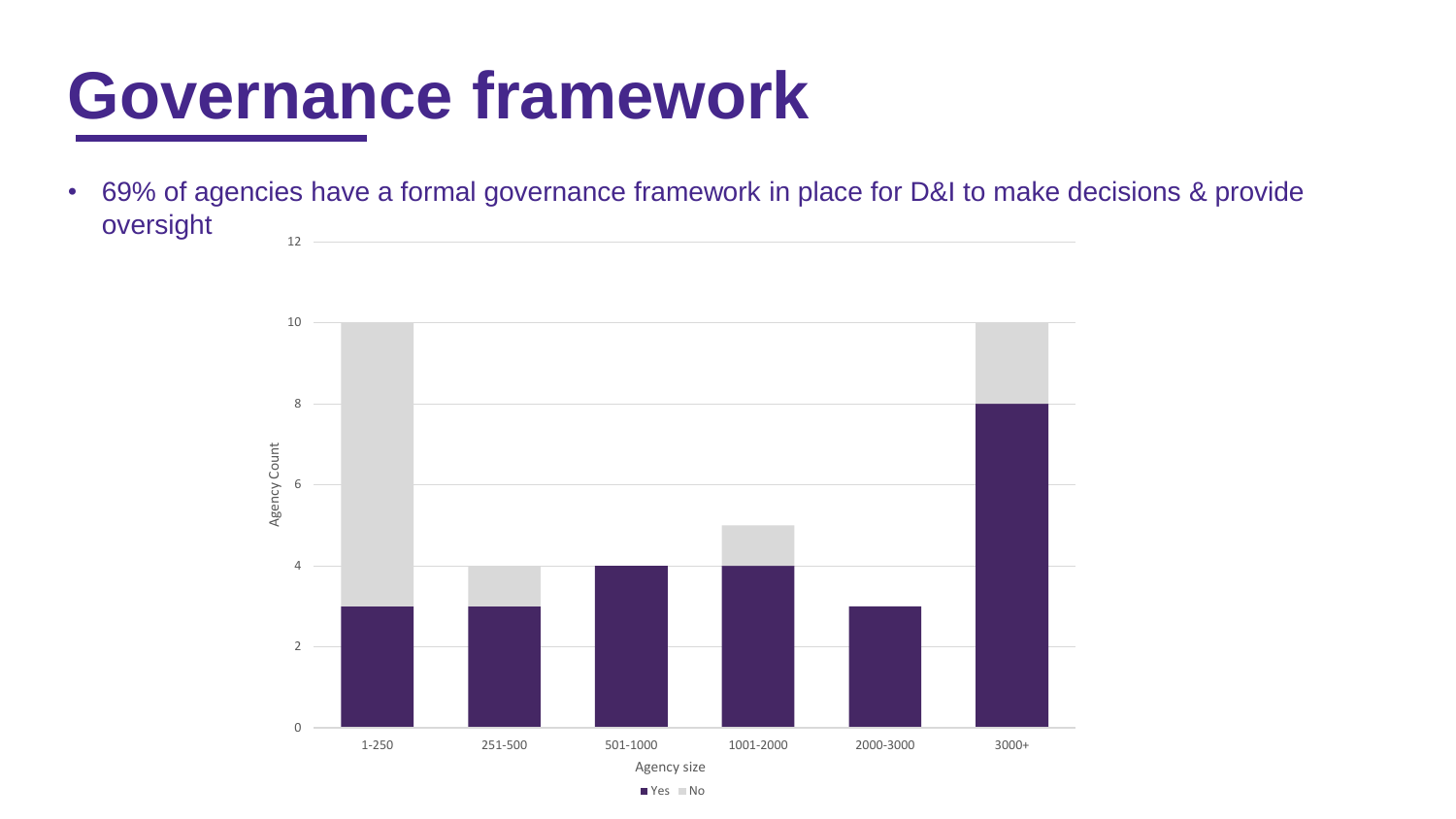# Governance framework

- 69% of agencies have a formal governance framework in place for D&I to make decisions & provide oversight

| Agency size | Yes | No |
|---|---|---|
| 1-250 | 3 | 7 |
| 251-500 | 3 | 1 |
| 501-1000 | 4 | 0 |
| 1001-2000 | 4 | 1 |
| 2000-3000 | 3 | 0 |
| 3000+ | 8 | 2 |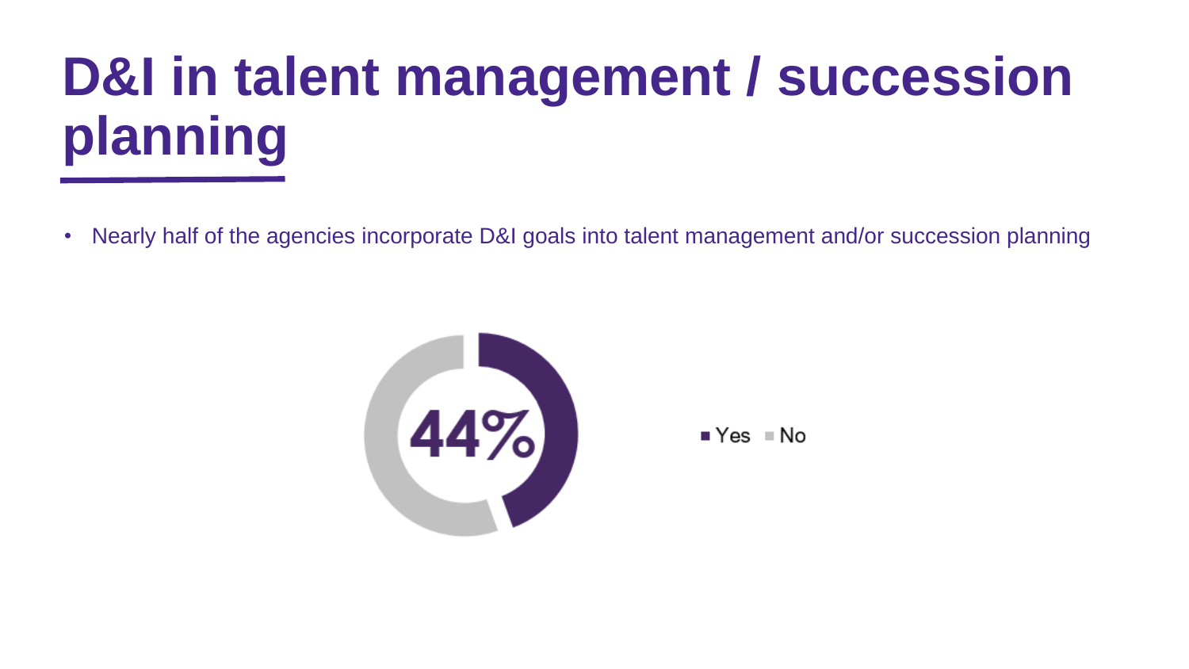# D&I in talent management / succession planning

- Nearly half of the agencies incorporate D&I goals into talent management and/or succession planning

44%

Yes  No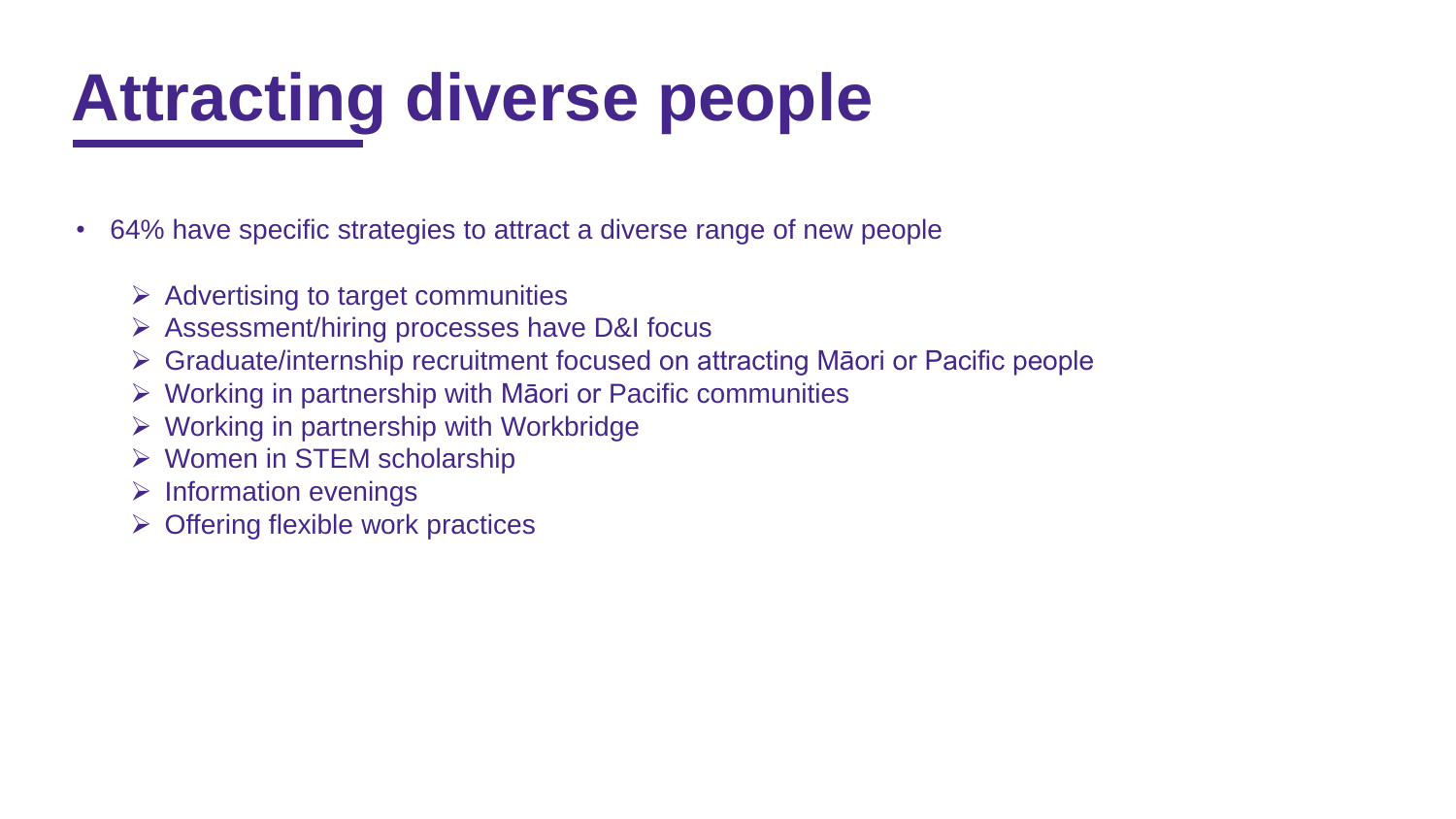# Attracting diverse people

- 64% have specific strategies to attract a diverse range of new people
    - Advertising to target communities
    - Assessment/hiring processes have D&I focus
    - Graduate/internship recruitment focused on attracting Māori or Pacific people
    - Working in partnership with Māori or Pacific communities
    - Working in partnership with Workbridge
    - Women in STEM scholarship
    - Information evenings
    - Offering flexible work practices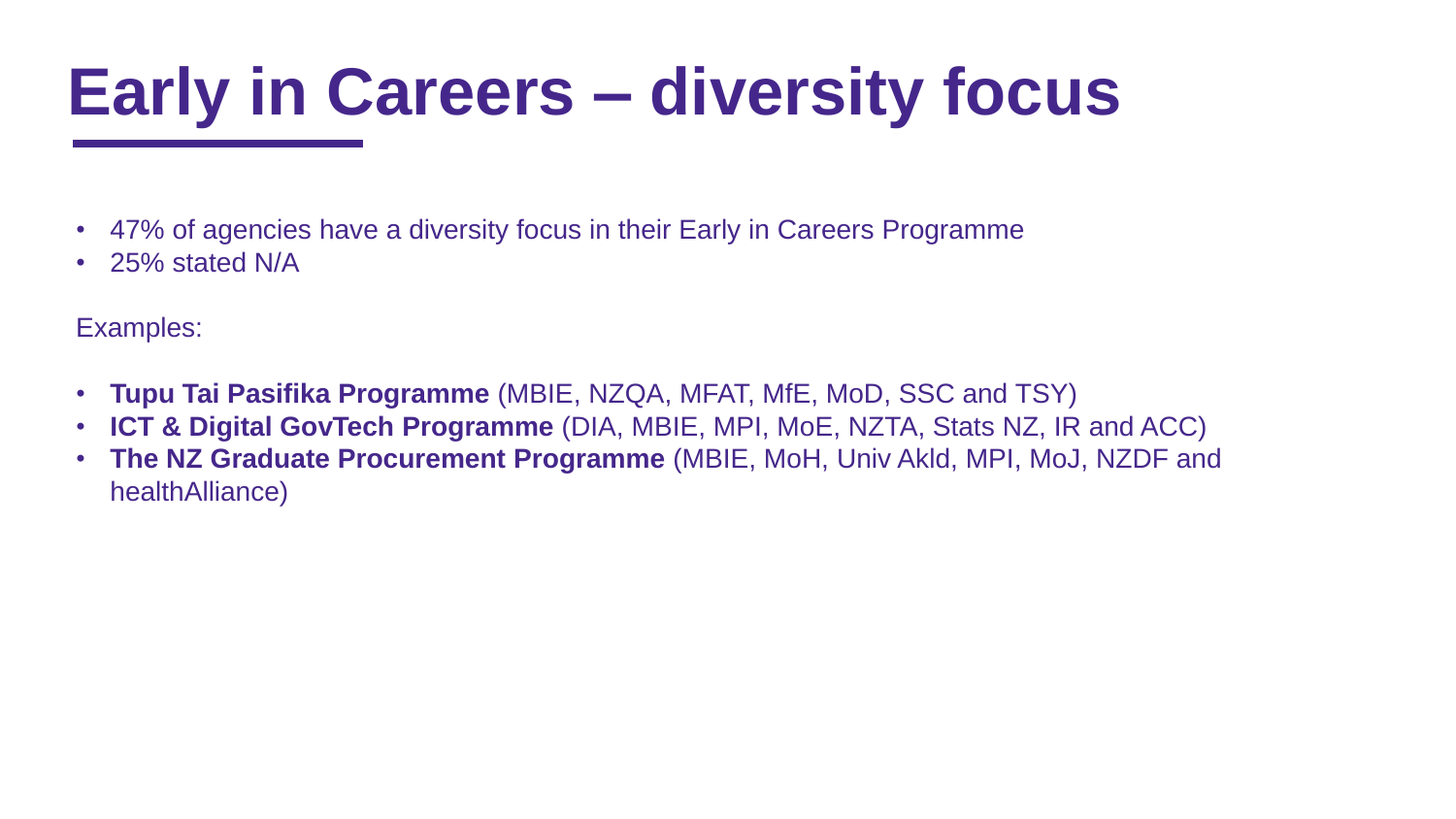# Early in Careers – diversity focus

- 47% of agencies have a diversity focus in their Early in Careers Programme
- 25% stated N/A

Examples:

- **Tupu Tai Pasifika Programme** (MBIE, NZQA, MFAT, MfE, MoD, SSC and TSY)
- **ICT & Digital GovTech Programme** (DIA, MBIE, MPI, MoE, NZTA, Stats NZ, IR and ACC)
- **The NZ Graduate Procurement Programme** (MBIE, MoH, Univ Akld, MPI, MoJ, NZDF and healthAlliance)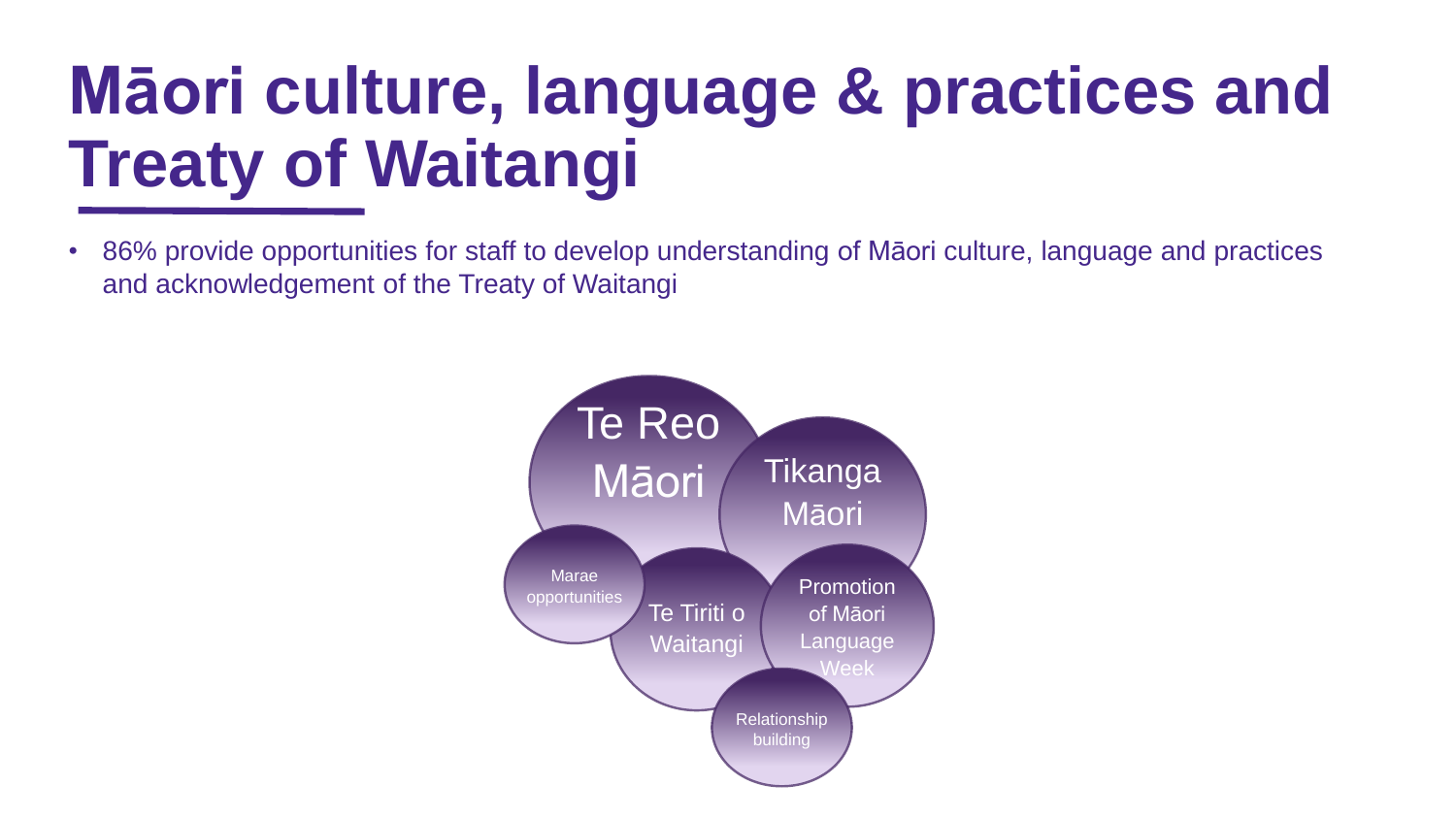# Māori culture, language & practices and Treaty of Waitangi

- 86% provide opportunities for staff to develop understanding of Māori culture, language and practices and acknowledgement of the Treaty of Waitangi

Te Reo Māori

Tikanga Māori

Marae opportunities

Te Tiriti o Waitangi

Promotion of Māori Language Week

Relationship building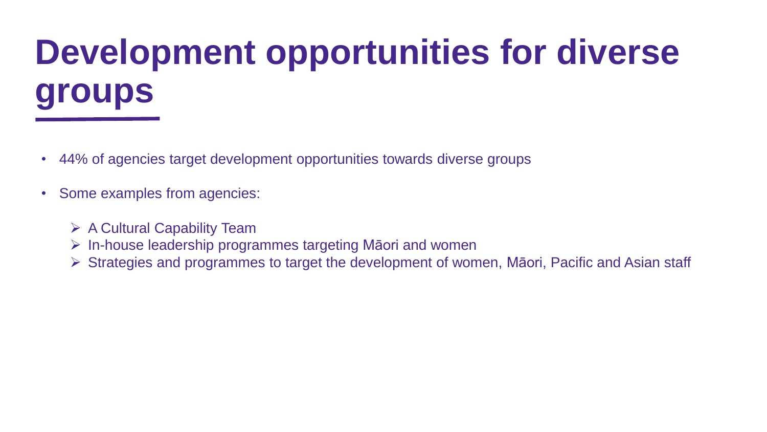# Development opportunities for diverse groups

- 44% of agencies target development opportunities towards diverse groups
- Some examples from agencies:
  - A Cultural Capability Team
  - In-house leadership programmes targeting Māori and women
  - Strategies and programmes to target the development of women, Māori, Pacific and Asian staff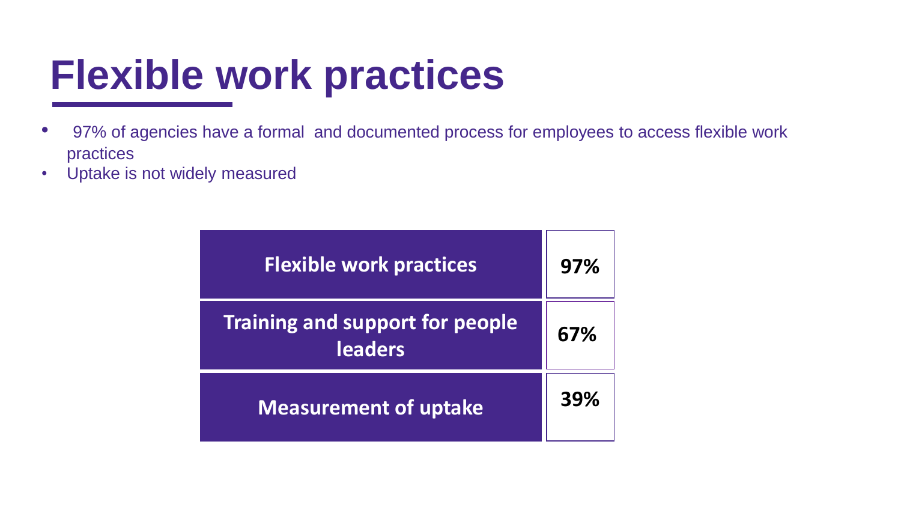# Flexible work practices

- 97% of agencies have a formal and documented process for employees to access flexible work practices
- Uptake is not widely measured

| | |
|---|---|
| **Flexible work practices** | **97%** |
| **Training and support for people leaders** | **67%** |
| **Measurement of uptake** | **39%** |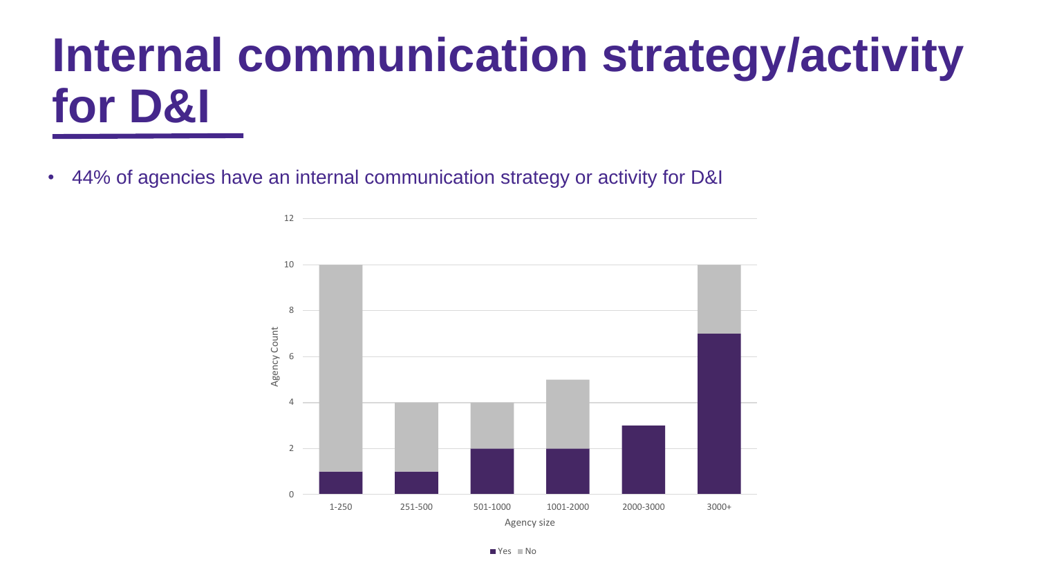# Internal communication strategy/activity for D&I

- 44% of agencies have an internal communication strategy or activity for D&I

| Agency size | Yes | No |
| --- | --- | --- |
| 1-250 | 1 | 9 |
| 251-500 | 1 | 3 |
| 501-1000 | 2 | 2 |
| 1001-2000 | 2 | 3 |
| 2000-3000 | 3 | 0 |
| 3000+ | 7 | 3 |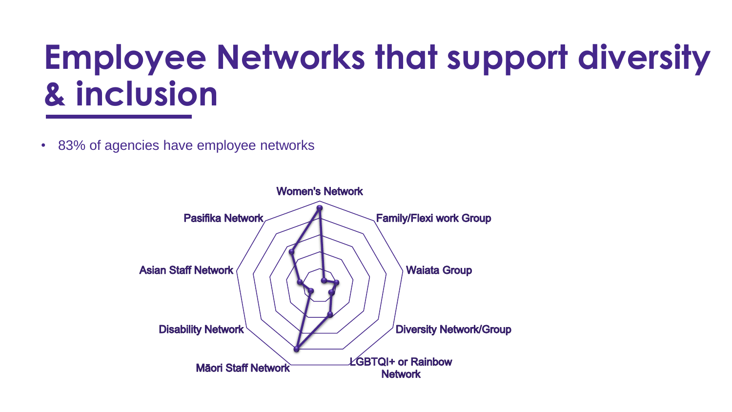# Employee Networks that support diversity & inclusion

- 83% of agencies have employee networks

Women's Network

Family/Flexi work Group

Waiata Group

Diversity Network/Group

LGBTQI+ or Rainbow Network

Māori Staff Network

Disability Network

Asian Staff Network

Pasifika Network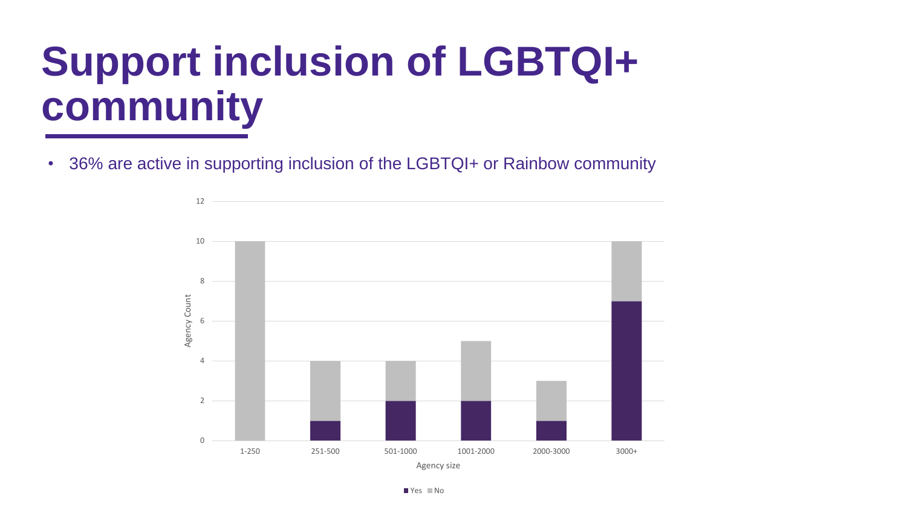# Support inclusion of LGBTQI+ community

- 36% are active in supporting inclusion of the LGBTQI+ or Rainbow community

| Agency size | Yes | No |
|---|---|---|
| 1-250 | 0 | 10 |
| 251-500 | 1 | 3 |
| 501-1000 | 2 | 2 |
| 1001-2000 | 2 | 3 |
| 2000-3000 | 1 | 2 |
| 3000+ | 7 | 3 |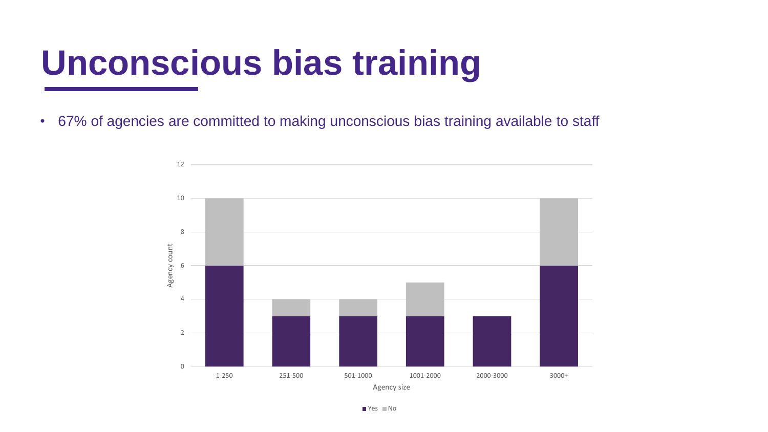# Unconscious bias training

- 67% of agencies are committed to making unconscious bias training available to staff

| Agency size | Yes | No |
|---|---|---|
| 1-250 | 6 | 4 |
| 251-500 | 3 | 1 |
| 501-1000 | 3 | 1 |
| 1001-2000 | 3 | 2 |
| 2000-3000 | 3 | 0 |
| 3000+ | 6 | 4 |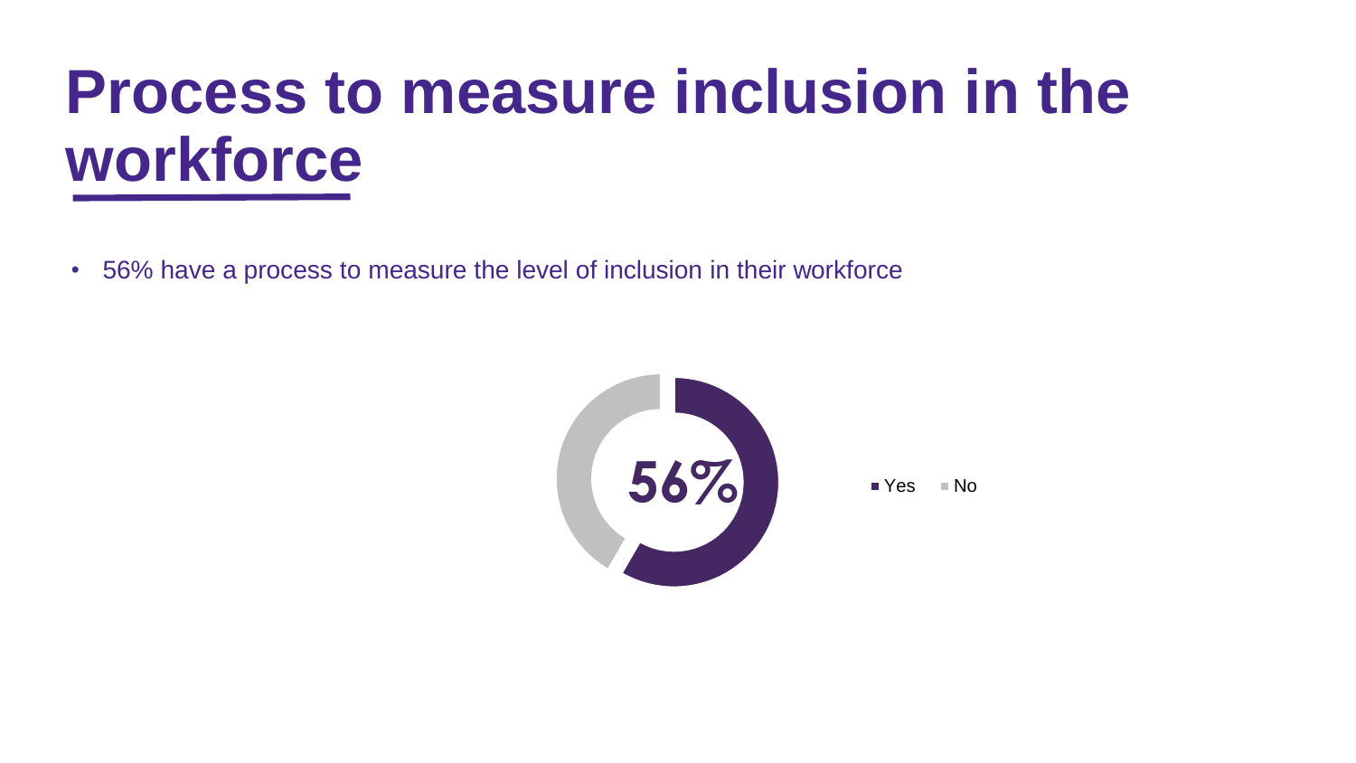# Process to measure inclusion in the workforce

- 56% have a process to measure the level of inclusion in their workforce

56%

■ Yes ■ No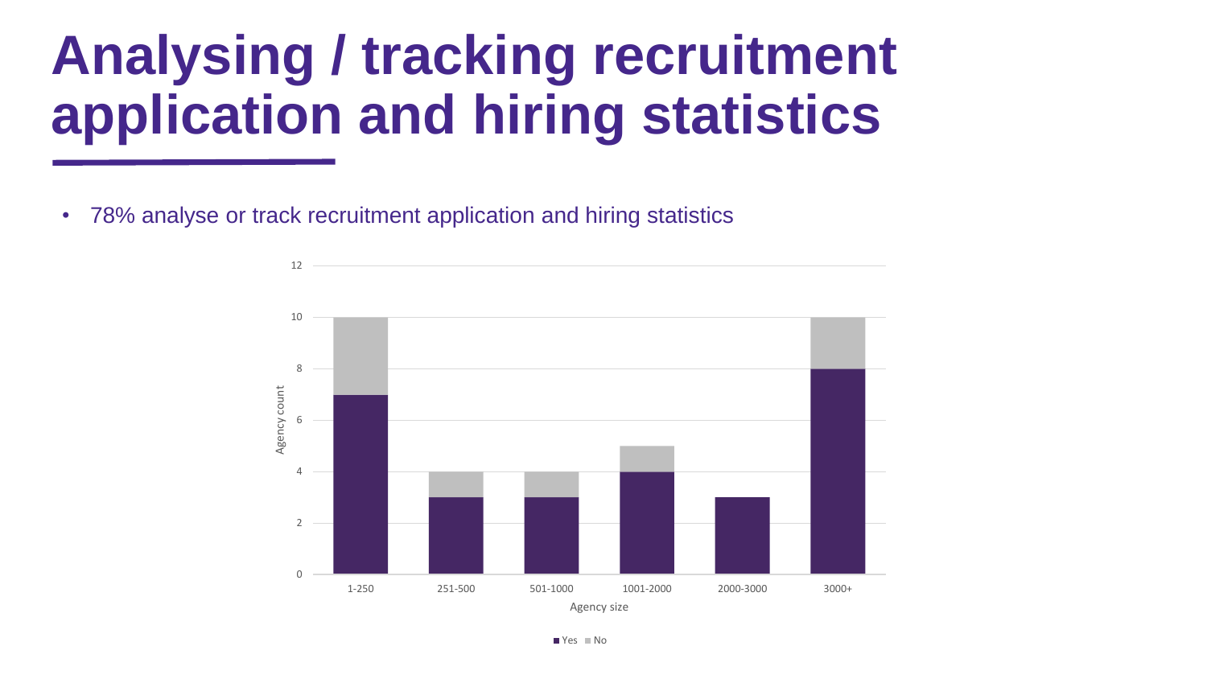# Analysing / tracking recruitment application and hiring statistics

- 78% analyse or track recruitment application and hiring statistics

| Agency size | Yes | No |
|---|---|---|
| 1-250 | 7 | 3 |
| 251-500 | 3 | 1 |
| 501-1000 | 3 | 1 |
| 1001-2000 | 4 | 1 |
| 2000-3000 | 3 | 0 |
| 3000+ | 8 | 2 |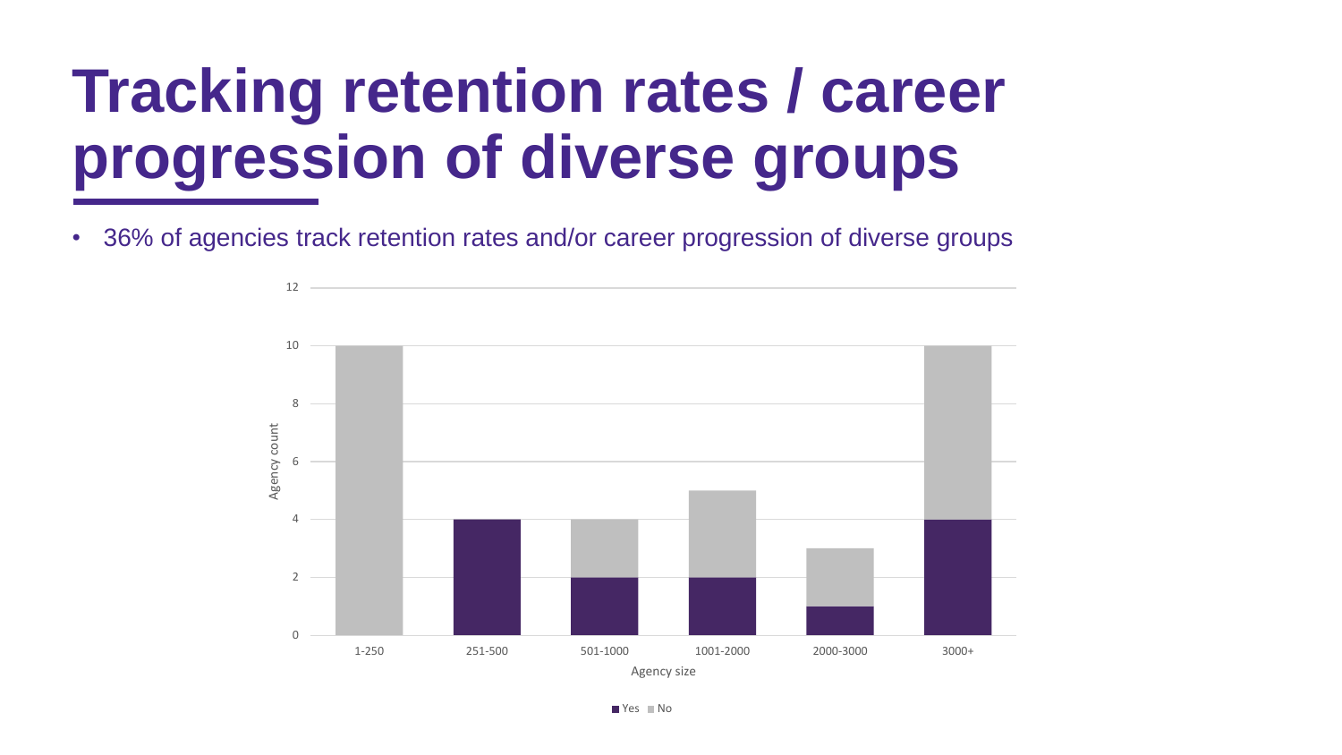# Tracking retention rates / career progression of diverse groups

- 36% of agencies track retention rates and/or career progression of diverse groups

| Agency size | Yes | No |
|---|---|---|
| 1-250 | 0 | 10 |
| 251-500 | 4 | 0 |
| 501-1000 | 2 | 2 |
| 1001-2000 | 2 | 3 |
| 2000-3000 | 1 | 2 |
| 3000+ | 4 | 6 |

Agency count by Agency size (Yes / No)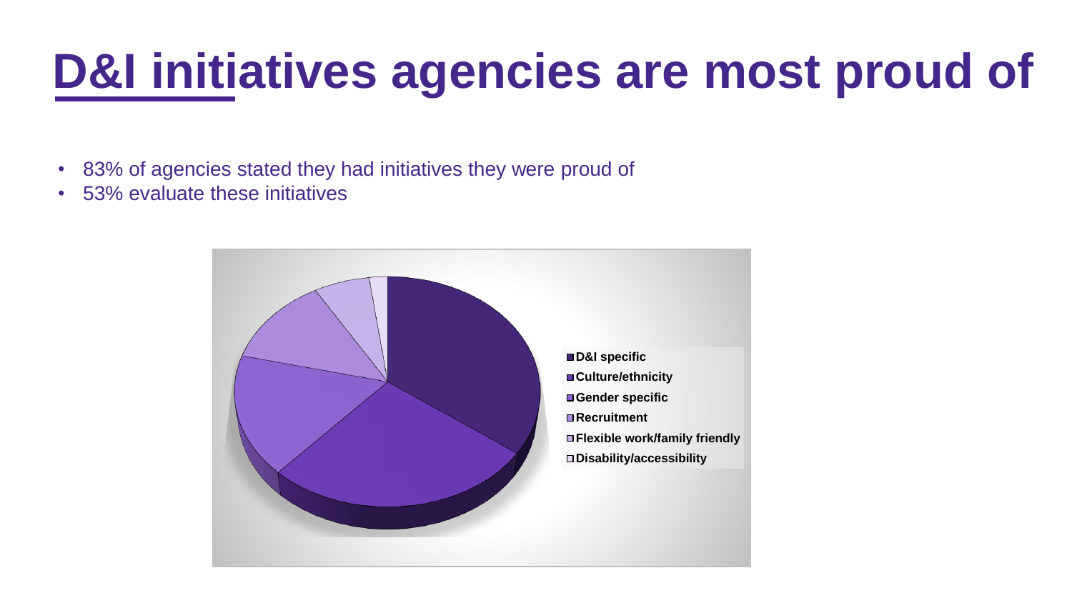# D&I initiatives agencies are most proud of

- 83% of agencies stated they had initiatives they were proud of
- 53% evaluate these initiatives

- D&I specific
- Culture/ethnicity
- Gender specific
- Recruitment
- Flexible work/family friendly
- Disability/accessibility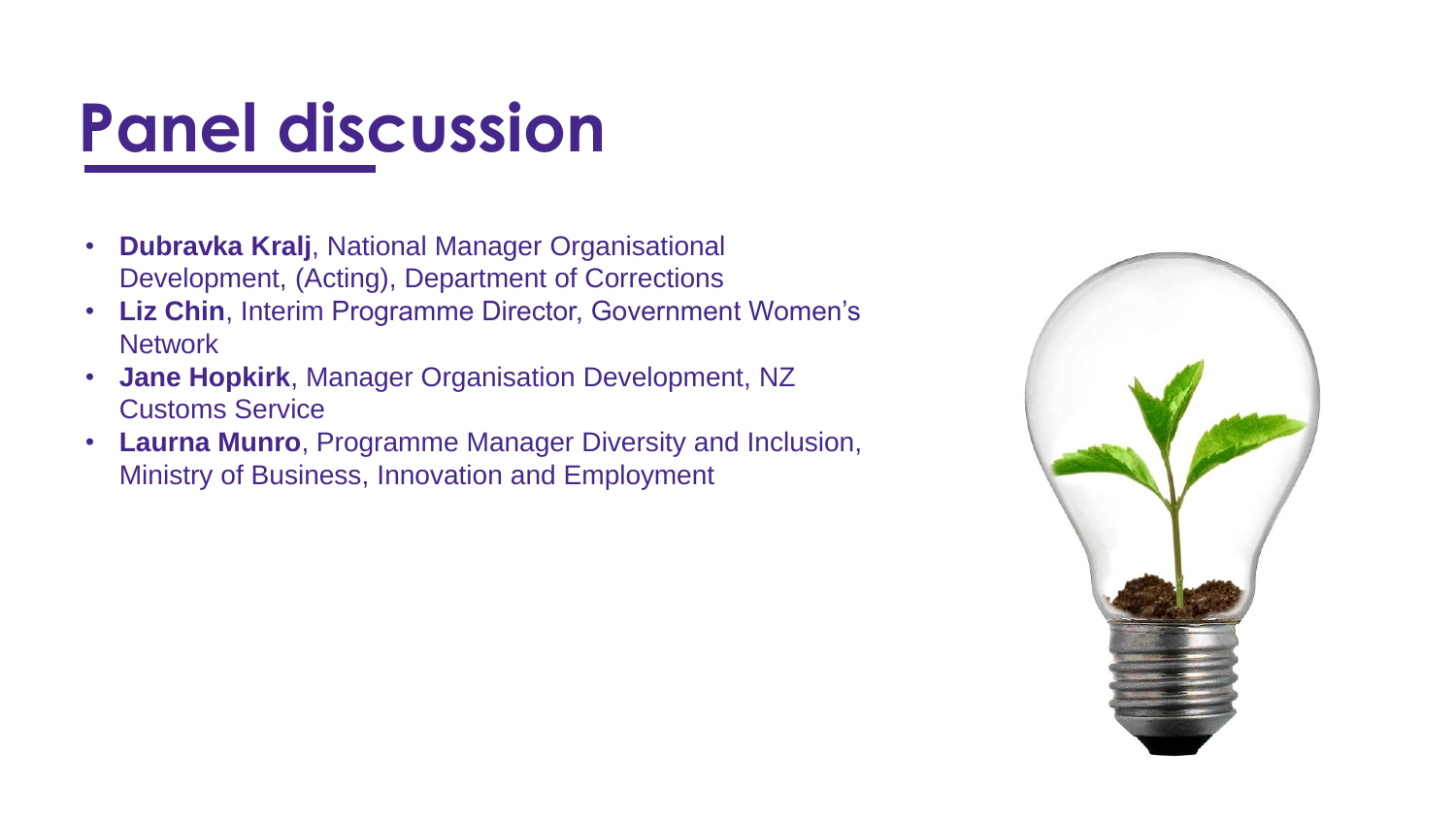# Panel discussion

- **Dubravka Kralj**, National Manager Organisational Development, (Acting), Department of Corrections
- **Liz Chin**, Interim Programme Director, Government Women's Network
- **Jane Hopkirk**, Manager Organisation Development, NZ Customs Service
- **Laurna Munro**, Programme Manager Diversity and Inclusion, Ministry of Business, Innovation and Employment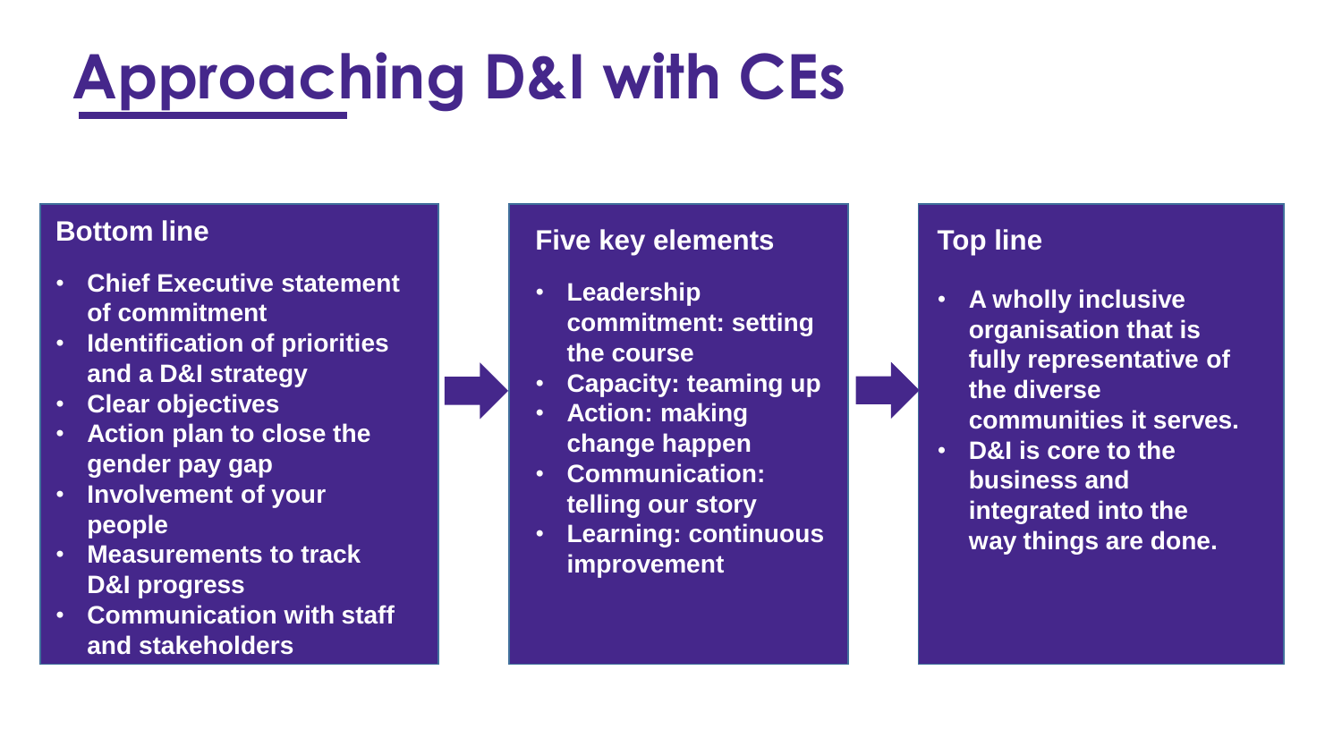# Approaching D&I with CEs

## Bottom line

- Chief Executive statement of commitment
- Identification of priorities and a D&I strategy
- Clear objectives
- Action plan to close the gender pay gap
- Involvement of your people
- Measurements to track D&I progress
- Communication with staff and stakeholders

## Five key elements

- Leadership commitment: setting the course
- Capacity: teaming up
- Action: making change happen
- Communication: telling our story
- Learning: continuous improvement

## Top line

- A wholly inclusive organisation that is fully representative of the diverse communities it serves.
- D&I is core to the business and integrated into the way things are done.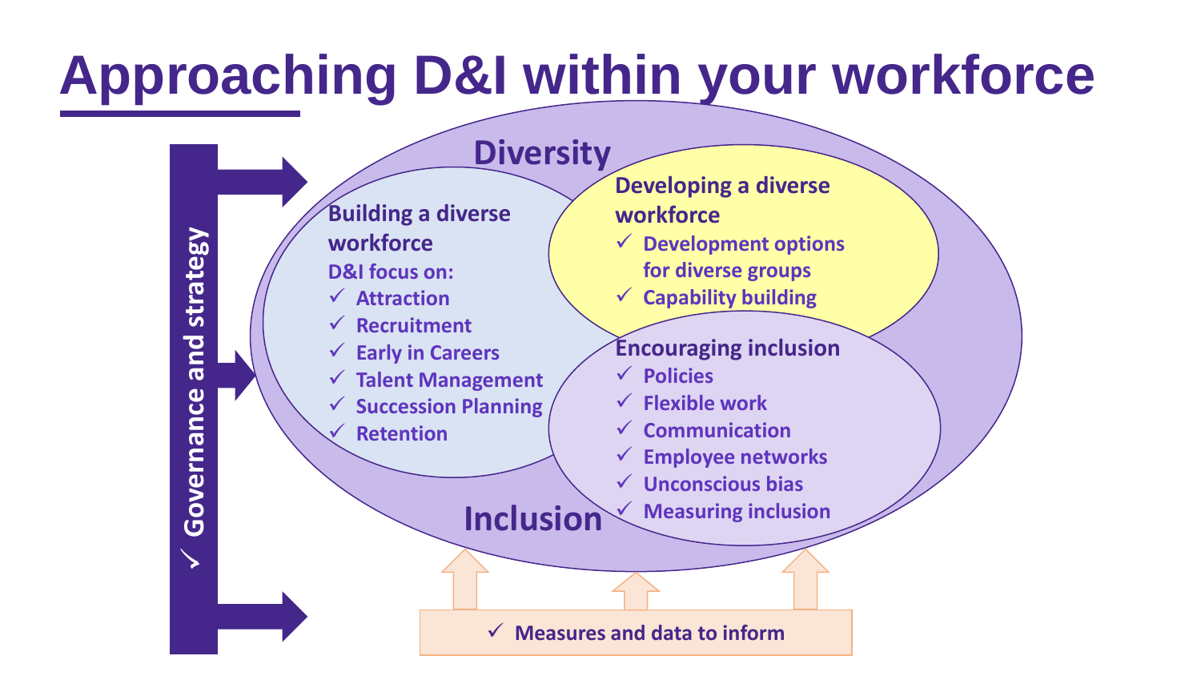# Approaching D&I within your workforce

- ✓ Governance and strategy

## Diversity

**Building a diverse workforce**

D&I focus on:

- ✓ Attraction
- ✓ Recruitment
- ✓ Early in Careers
- ✓ Talent Management
- ✓ Succession Planning
- ✓ Retention

**Developing a diverse workforce**

- ✓ Development options for diverse groups
- ✓ Capability building

## Inclusion

**Encouraging inclusion**

- ✓ Policies
- ✓ Flexible work
- ✓ Communication
- ✓ Employee networks
- ✓ Unconscious bias
- ✓ Measuring inclusion

- ✓ Measures and data to inform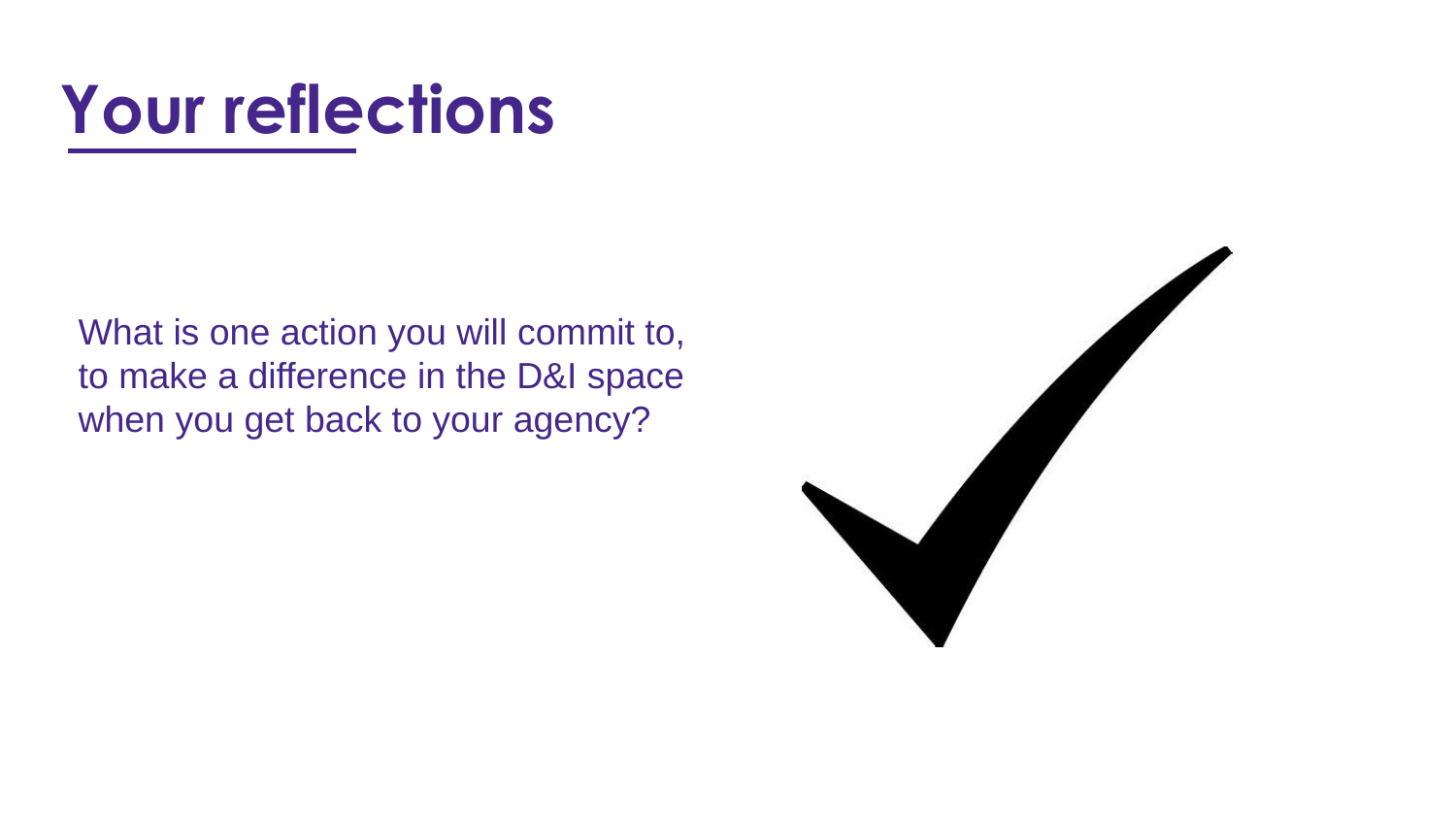# Your reflections

What is one action you will commit to, to make a difference in the D&I space when you get back to your agency?